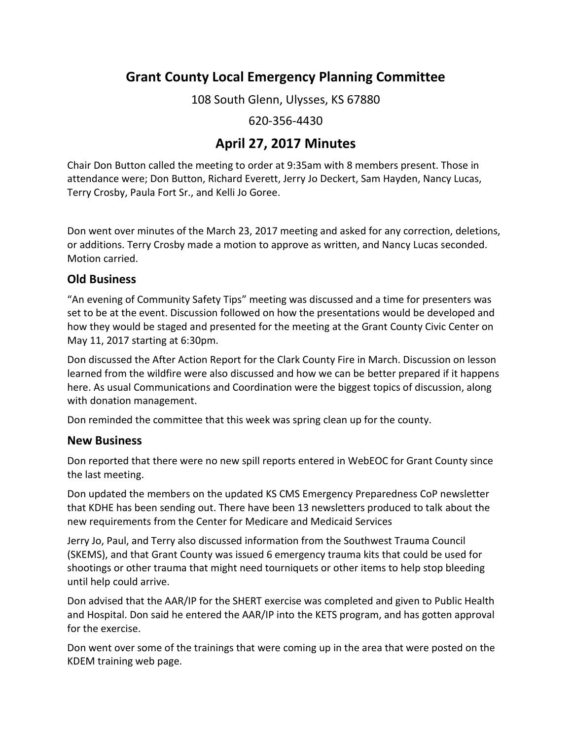# Grant County Local Emergency Planning Committee

108 South Glenn, Ulysses, KS 67880

620-356-4430

## April 27, 2017 Minutes

Chair Don Button called the meeting to order at 9:35am with 8 members present. Those in attendance were; Don Button, Richard Everett, Jerry Jo Deckert, Sam Hayden, Nancy Lucas, Terry Crosby, Paula Fort Sr., and Kelli Jo Goree.

Don went over minutes of the March 23, 2017 meeting and asked for any correction, deletions, or additions. Terry Crosby made a motion to approve as written, and Nancy Lucas seconded. Motion carried.

### Old Business

"An evening of Community Safety Tips" meeting was discussed and a time for presenters was set to be at the event. Discussion followed on how the presentations would be developed and how they would be staged and presented for the meeting at the Grant County Civic Center on May 11, 2017 starting at 6:30pm.

Don discussed the After Action Report for the Clark County Fire in March. Discussion on lesson learned from the wildfire were also discussed and how we can be better prepared if it happens here. As usual Communications and Coordination were the biggest topics of discussion, along with donation management.

Don reminded the committee that this week was spring clean up for the county.

### New Business

Don reported that there were no new spill reports entered in WebEOC for Grant County since the last meeting.

Don updated the members on the updated KS CMS Emergency Preparedness CoP newsletter that KDHE has been sending out. There have been 13 newsletters produced to talk about the new requirements from the Center for Medicare and Medicaid Services

Jerry Jo, Paul, and Terry also discussed information from the Southwest Trauma Council (SKEMS), and that Grant County was issued 6 emergency trauma kits that could be used for shootings or other trauma that might need tourniquets or other items to help stop bleeding until help could arrive.

Don advised that the AAR/IP for the SHERT exercise was completed and given to Public Health and Hospital. Don said he entered the AAR/IP into the KETS program, and has gotten approval for the exercise.

Don went over some of the trainings that were coming up in the area that were posted on the KDEM training web page.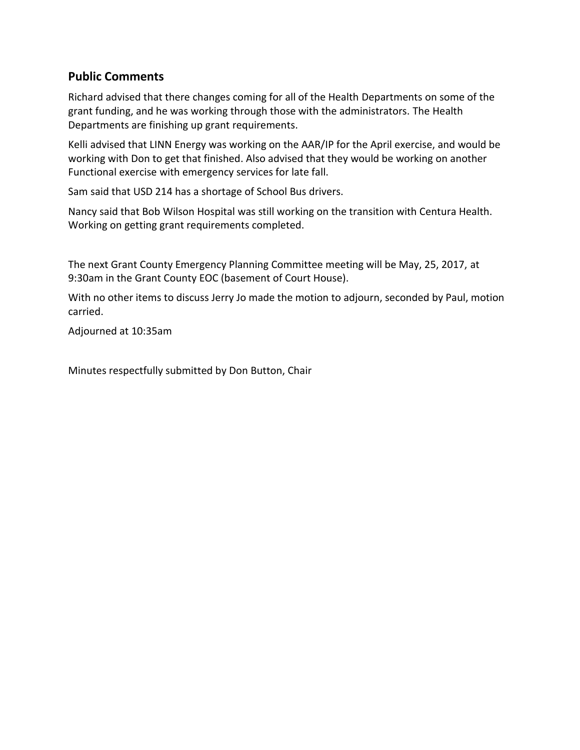## Public Comments

Richard advised that there changes coming for all of the Health Departments on some of the grant funding, and he was working through those with the administrators. The Health Departments are finishing up grant requirements.

Kelli advised that LINN Energy was working on the AAR/IP for the April exercise, and would be working with Don to get that finished. Also advised that they would be working on another Functional exercise with emergency services for late fall.

Sam said that USD 214 has a shortage of School Bus drivers.

Nancy said that Bob Wilson Hospital was still working on the transition with Centura Health. Working on getting grant requirements completed.

The next Grant County Emergency Planning Committee meeting will be May, 25, 2017, at 9:30am in the Grant County EOC (basement of Court House).

With no other items to discuss Jerry Jo made the motion to adjourn, seconded by Paul, motion carried.

Adjourned at 10:35am

Minutes respectfully submitted by Don Button, Chair